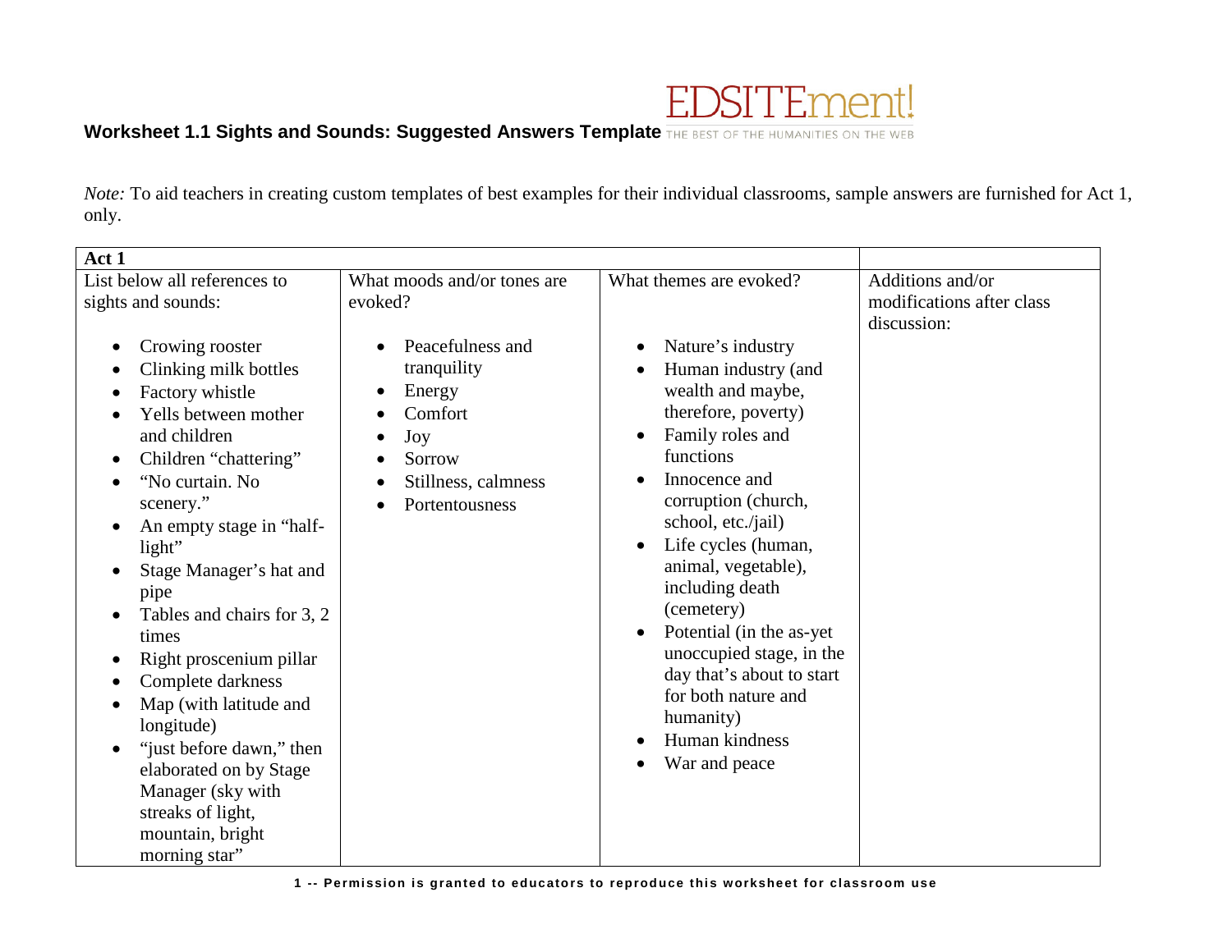# Worksheet 1.1 Sights and Sounds: Suggested Answers Template

EDSITEment! THE BEST OF THE HUMANITIES ON THE WEB

*Note:* To aid teachers in creating custom templates of best examples for their individual classrooms, sample answers are furnished for Act 1, only.

| **Act 1** | | | |
|---|---|---|---|
| List below all references to sights and sounds:<br><br>• Crowing rooster<br>• Clinking milk bottles<br>• Factory whistle<br>• Yells between mother and children<br>• Children "chattering"<br>• "No curtain. No scenery."<br>• An empty stage in "half-light"<br>• Stage Manager's hat and pipe<br>• Tables and chairs for 3, 2 times<br>• Right proscenium pillar<br>• Complete darkness<br>• Map (with latitude and longitude)<br>• "just before dawn," then elaborated on by Stage Manager (sky with streaks of light, mountain, bright morning star" | What moods and/or tones are evoked?<br><br>• Peacefulness and tranquility<br>• Energy<br>• Comfort<br>• Joy<br>• Sorrow<br>• Stillness, calmness<br>• Portentousness | What themes are evoked?<br><br>• Nature's industry<br>• Human industry (and wealth and maybe, therefore, poverty)<br>• Family roles and functions<br>• Innocence and corruption (church, school, etc./jail)<br>• Life cycles (human, animal, vegetable), including death (cemetery)<br>• Potential (in the as-yet unoccupied stage, in the day that's about to start for both nature and humanity)<br>• Human kindness<br>• War and peace | Additions and/or modifications after class discussion: |

Permission is granted to educators to reproduce this worksheet for classroom use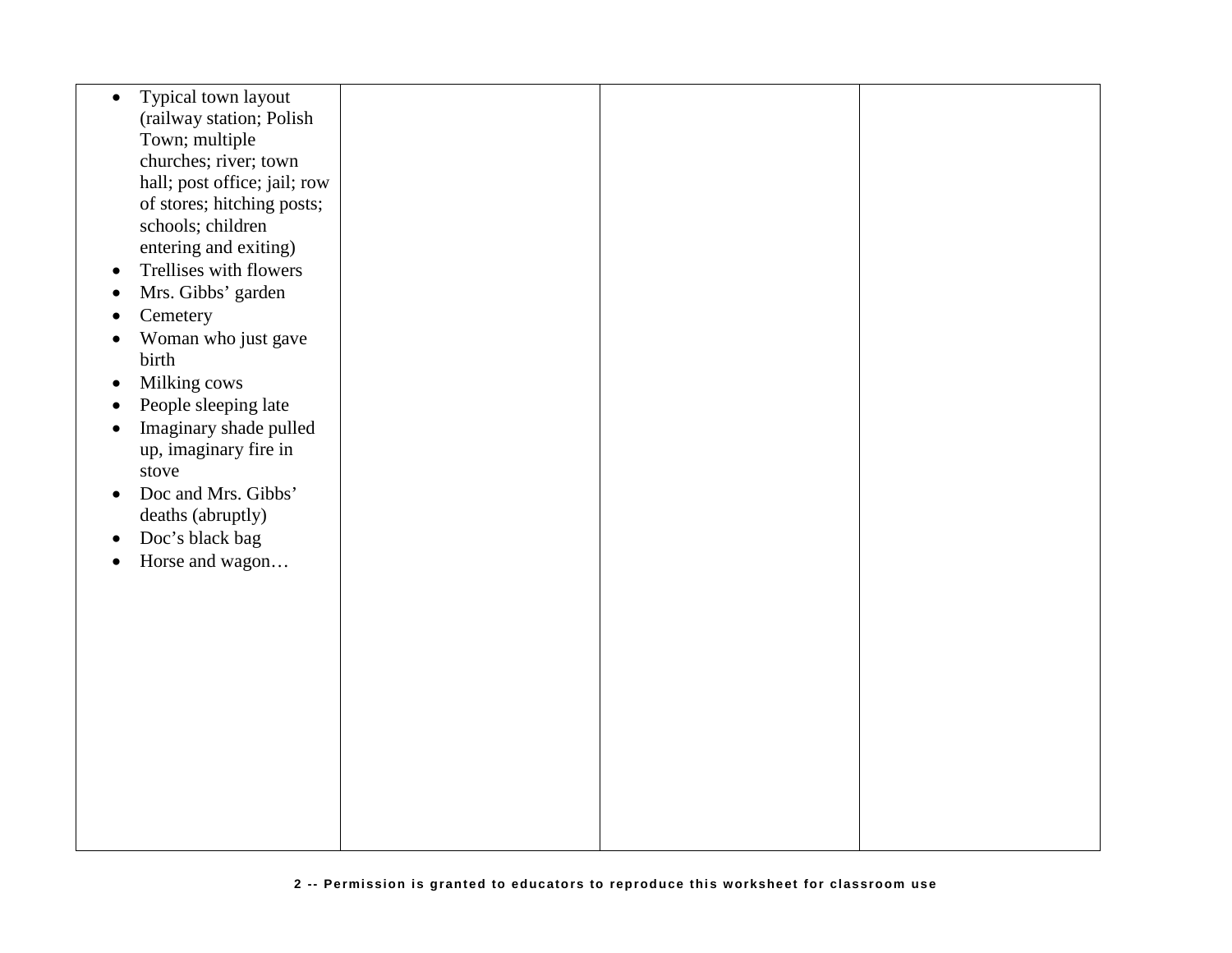| | | | |
|---|---|---|---|
| • Typical town layout (railway station; Polish Town; multiple churches; river; town hall; post office; jail; row of stores; hitching posts; schools; children entering and exiting)<br>• Trellises with flowers<br>• Mrs. Gibbs' garden<br>• Cemetery<br>• Woman who just gave birth<br>• Milking cows<br>• People sleeping late<br>• Imaginary shade pulled up, imaginary fire in stove<br>• Doc and Mrs. Gibbs' deaths (abruptly)<br>• Doc's black bag<br>• Horse and wagon… | | | |

**Permission is granted to educators to reproduce this worksheet for classroom use**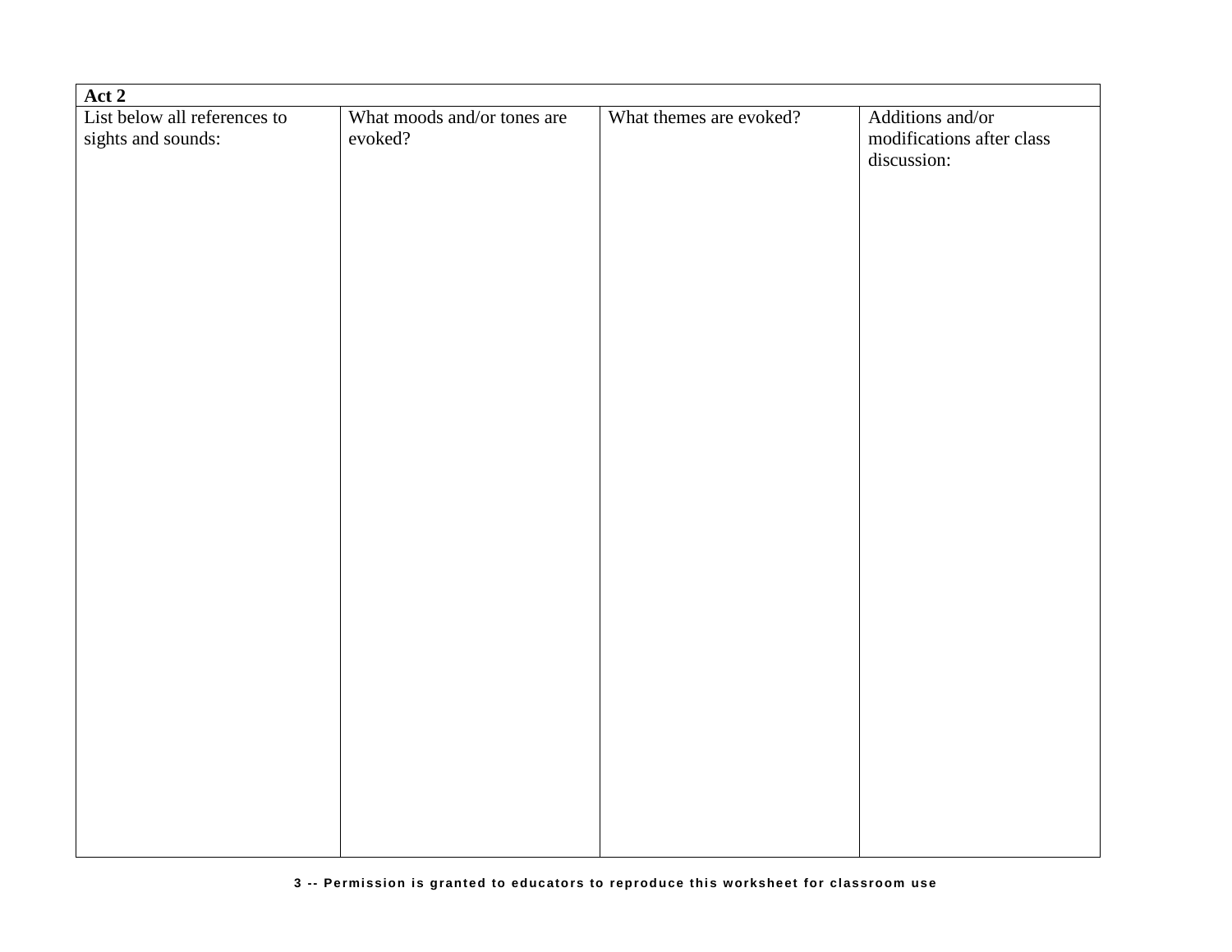| **Act 2** | | | |
| --- | --- | --- | --- |
| List below all references to sights and sounds: | What moods and/or tones are evoked? | What themes are evoked? | Additions and/or modifications after class discussion: |
| | | | |

3 -- Permission is granted to educators to reproduce this worksheet for classroom use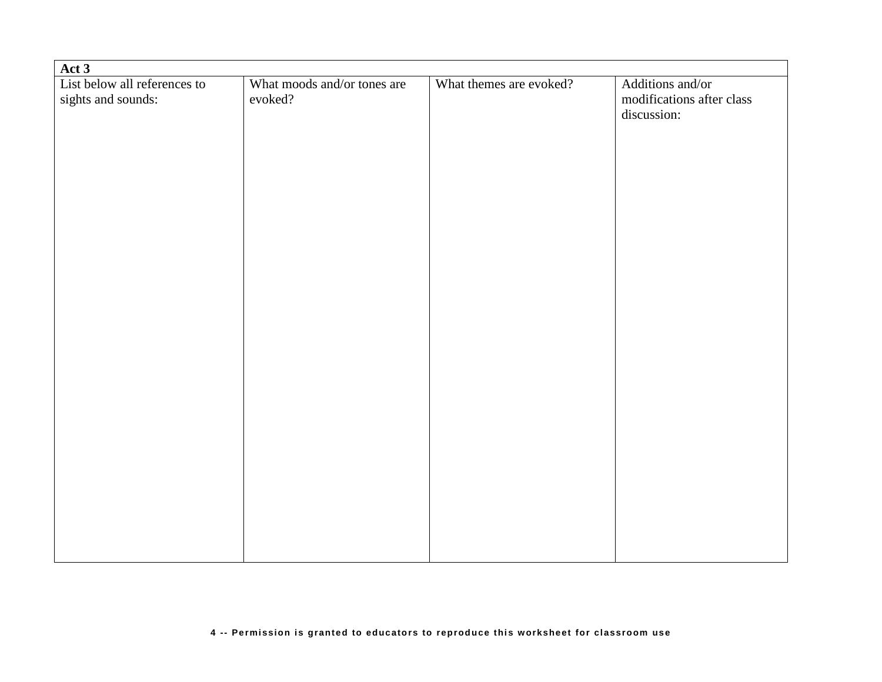| **Act 3** | | | |
|---|---|---|---|
| List below all references to sights and sounds: | What moods and/or tones are evoked? | What themes are evoked? | Additions and/or modifications after class discussion: |
| | | | |

**4 -- Permission is granted to educators to reproduce this worksheet for classroom use**